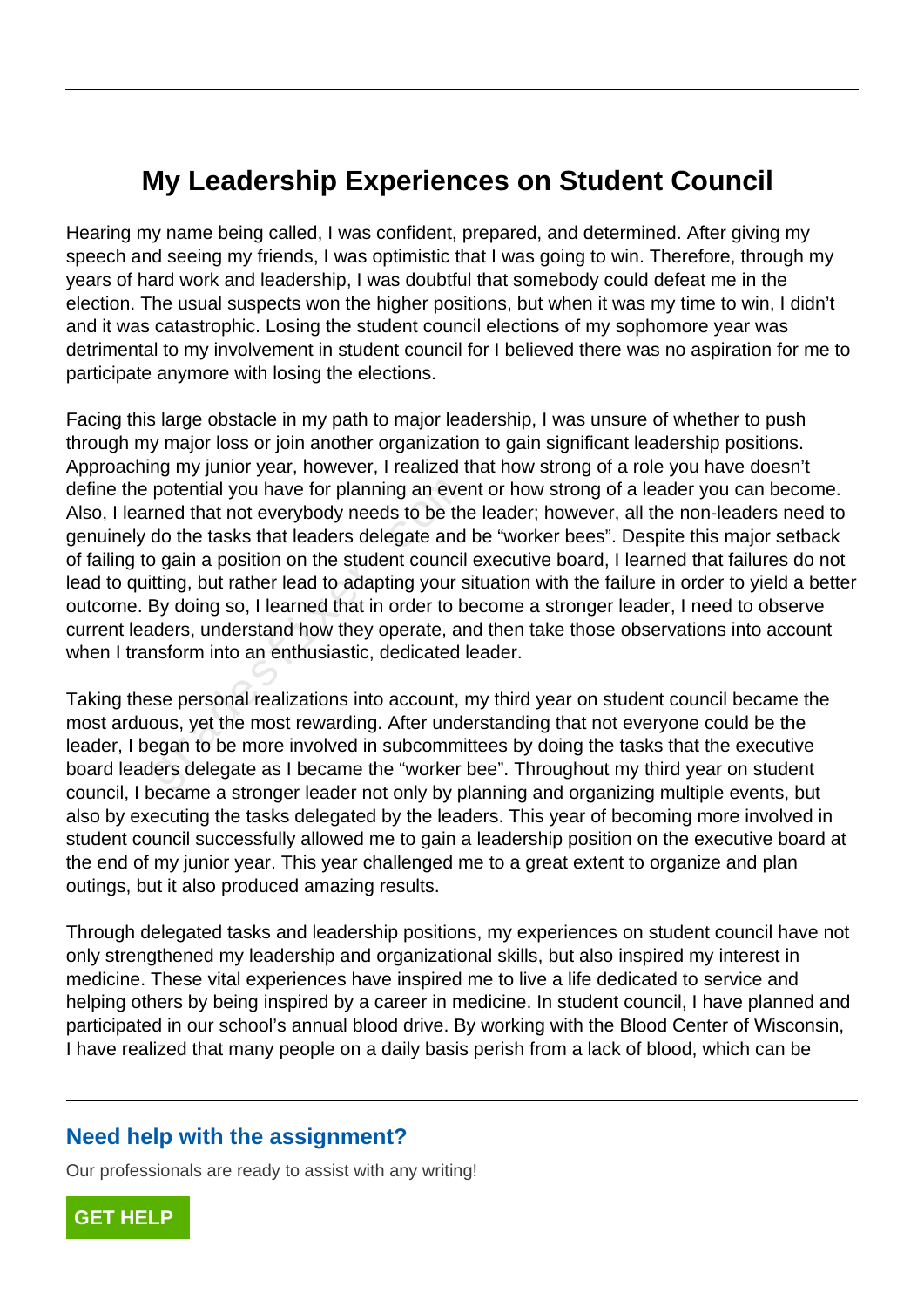# My Leadership Experiences on Student Council

Hearing my name being called, I was confident, prepared, and determined. After giving my speech and seeing my friends, I was optimistic that I was going to win. Therefore, through my years of hard work and leadership, I was doubtful that somebody could defeat me in the election. The usual suspects won the higher positions, but when it was my time to win, I didn't and it was catastrophic. Losing the student council elections of my sophomore year was detrimental to my involvement in student council for I believed there was no aspiration for me to participate anymore with losing the elections.

Facing this large obstacle in my path to major leadership, I was unsure of whether to push through my major loss or join another organization to gain significant leadership positions. Approaching my junior year, however, I realized that how strong of a role you have doesn't define the potential you have for planning an event or how strong of a leader you can become. Also, I learned that not everybody needs to be the leader; however, all the non-leaders need to genuinely do the tasks that leaders delegate and be "worker bees". Despite this major setback of failing to gain a position on the student council executive board, I learned that failures do not lead to quitting, but rather lead to adapting your situation with the failure in order to yield a better outcome. By doing so, I learned that in order to become a stronger leader, I need to observe current leaders, understand how they operate, and then take those observations into account when I transform into an enthusiastic, dedicated leader.

Taking these personal realizations into account, my third year on student council became the most arduous, yet the most rewarding. After understanding that not everyone could be the leader, I began to be more involved in subcommittees by doing the tasks that the executive board leaders delegate as I became the "worker bee". Throughout my third year on student council, I became a stronger leader not only by planning and organizing multiple events, but also by executing the tasks delegated by the leaders. This year of becoming more involved in student council successfully allowed me to gain a leadership position on the executive board at the end of my junior year. This year challenged me to a great extent to organize and plan outings, but it also produced amazing results.

Through delegated tasks and leadership positions, my experiences on student council have not only strengthened my leadership and organizational skills, but also inspired my interest in medicine. These vital experiences have inspired me to live a life dedicated to service and helping others by being inspired by a career in medicine. In student council, I have planned and participated in our school's annual blood drive. By working with the Blood Center of Wisconsin, I have realized that many people on a daily basis perish from a lack of blood, which can be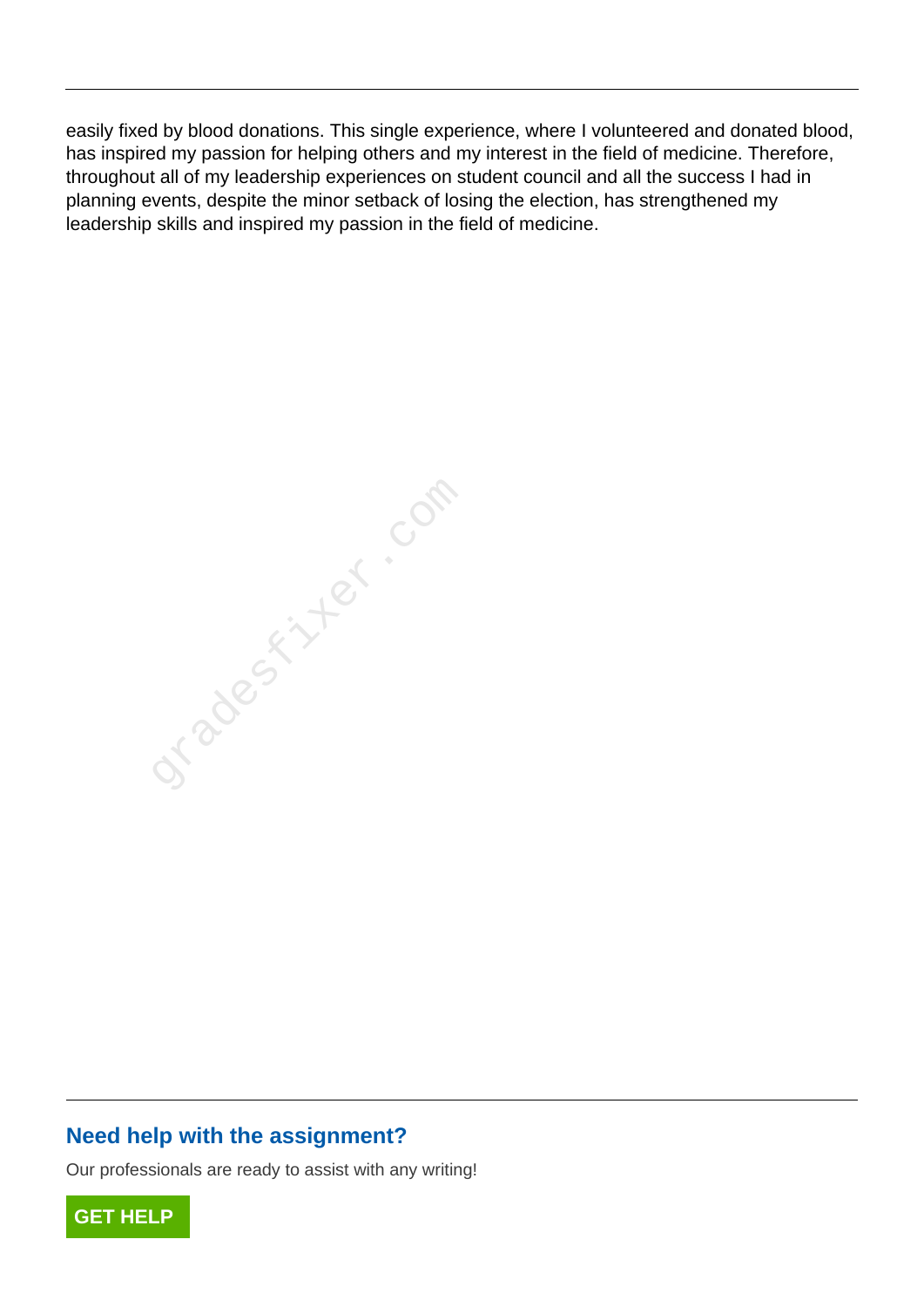easily fixed by blood donations. This single experience, where I volunteered and donated blood, has inspired my passion for helping others and my interest in the field of medicine. Therefore, throughout all of my leadership experiences on student council and all the success I had in planning events, despite the minor setback of losing the election, has strengthened my leadership skills and inspired my passion in the field of medicine.

## Need help with the assignment?

Our professionals are ready to assist with any writing!

**GET HELP**